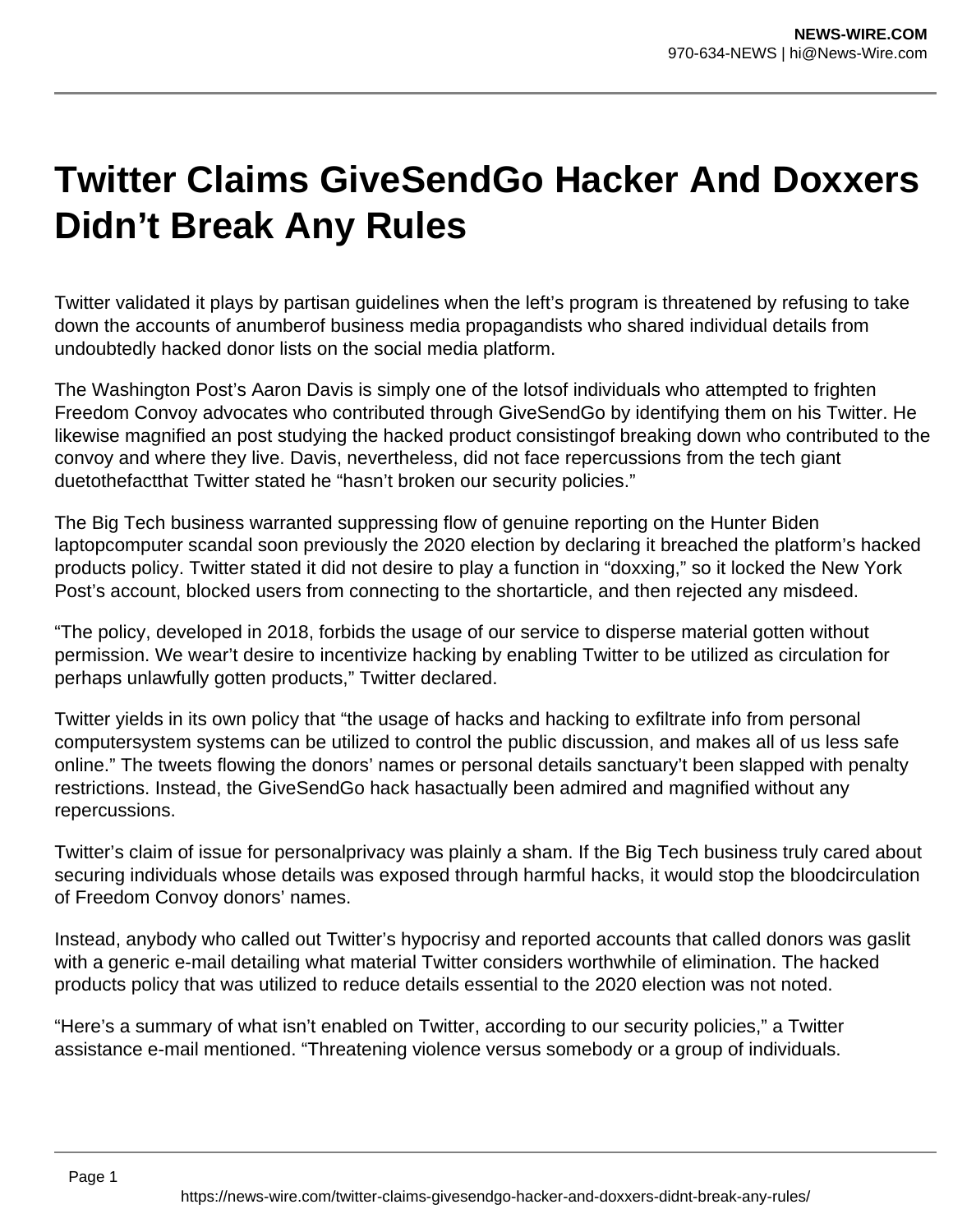# Twitter Claims GiveSendGo Hacker And Doxxers Didn't Break Any Rules

Twitter validated it plays by partisan guidelines when the left's program is threatened by refusing to take down the accounts of anumberof business media propagandists who shared individual details from undoubtedly hacked donor lists on the social media platform.

The Washington Post's Aaron Davis is simply one of the lotsof individuals who attempted to frighten Freedom Convoy advocates who contributed through GiveSendGo by identifying them on his Twitter. He likewise magnified an post studying the hacked product consistingof breaking down who contributed to the convoy and where they live. Davis, nevertheless, did not face repercussions from the tech giant duetothefactthat Twitter stated he "hasn't broken our security policies."

The Big Tech business warranted suppressing flow of genuine reporting on the Hunter Biden laptopcomputer scandal soon previously the 2020 election by declaring it breached the platform's hacked products policy. Twitter stated it did not desire to play a function in "doxxing," so it locked the New York Post's account, blocked users from connecting to the shortarticle, and then rejected any misdeed.

"The policy, developed in 2018, forbids the usage of our service to disperse material gotten without permission. We wear't desire to incentivize hacking by enabling Twitter to be utilized as circulation for perhaps unlawfully gotten products," Twitter declared.

Twitter yields in its own policy that "the usage of hacks and hacking to exfiltrate info from personal computersystem systems can be utilized to control the public discussion, and makes all of us less safe online." The tweets flowing the donors' names or personal details sanctuary't been slapped with penalty restrictions. Instead, the GiveSendGo hack hasactually been admired and magnified without any repercussions.

Twitter's claim of issue for personalprivacy was plainly a sham. If the Big Tech business truly cared about securing individuals whose details was exposed through harmful hacks, it would stop the bloodcirculation of Freedom Convoy donors' names.

Instead, anybody who called out Twitter's hypocrisy and reported accounts that called donors was gaslit with a generic e-mail detailing what material Twitter considers worthwhile of elimination. The hacked products policy that was utilized to reduce details essential to the 2020 election was not noted.

"Here's a summary of what isn't enabled on Twitter, according to our security policies," a Twitter assistance e-mail mentioned. "Threatening violence versus somebody or a group of individuals.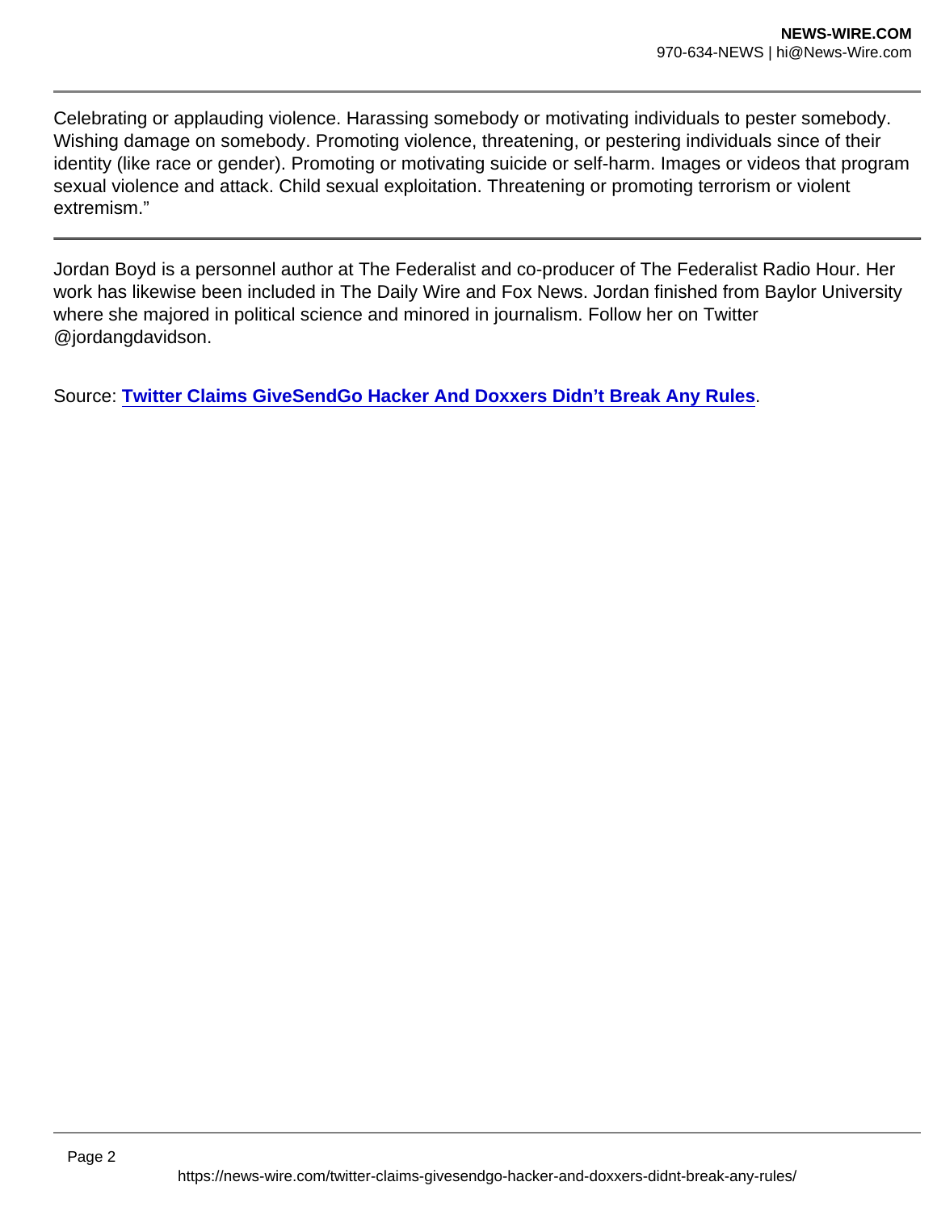Celebrating or applauding violence. Harassing somebody or motivating individuals to pester somebody. Wishing damage on somebody. Promoting violence, threatening, or pestering individuals since of their identity (like race or gender). Promoting or motivating suicide or self-harm. Images or videos that program sexual violence and attack. Child sexual exploitation. Threatening or promoting terrorism or violent extremism."

---

Jordan Boyd is a personnel author at The Federalist and co-producer of The Federalist Radio Hour. Her work has likewise been included in The Daily Wire and Fox News. Jordan finished from Baylor University where she majored in political science and minored in journalism. Follow her on Twitter @jordangdavidson.

Source: **Twitter Claims GiveSendGo Hacker And Doxxers Didn't Break Any Rules**.